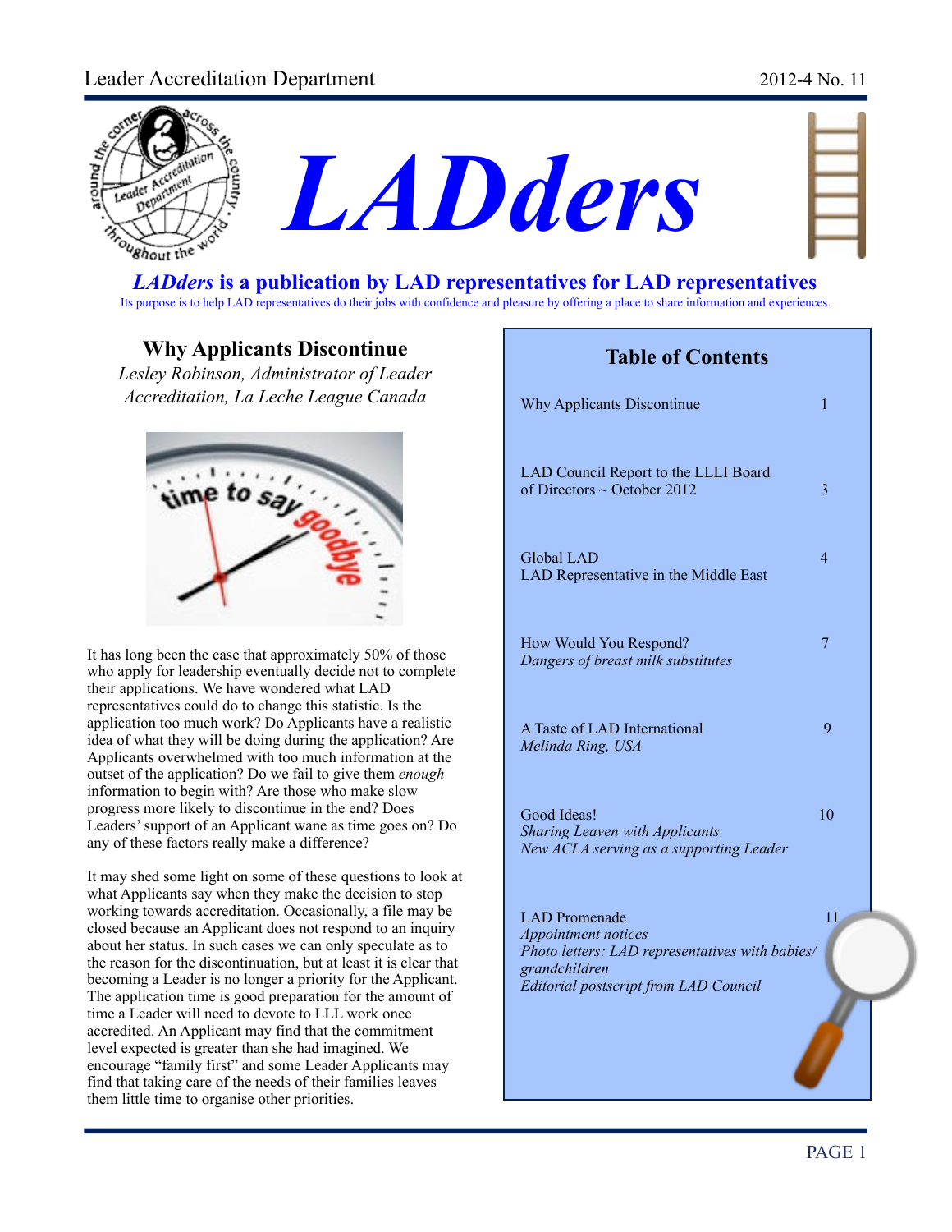# LADders

**LADders is a publication by LAD representatives for LAD representatives**

Its purpose is to help LAD representatives do their jobs with confidence and pleasure by offering a place to share information and experiences.

## Table of Contents

| | |
|---|---|
| Why Applicants Discontinue | 1 |
| LAD Council Report to the LLLI Board of Directors ~ October 2012 | 3 |
| Global LAD<br>LAD Representative in the Middle East | 4 |
| How Would You Respond?<br>*Dangers of breast milk substitutes* | 7 |
| A Taste of LAD International<br>*Melinda Ring, USA* | 9 |
| Good Ideas!<br>*Sharing Leaven with Applicants*<br>*New ACLA serving as a supporting Leader* | 10 |
| LAD Promenade<br>*Appointment notices*<br>*Photo letters: LAD representatives with babies/ grandchildren*<br>*Editorial postscript from LAD Council* | 11 |

## Why Applicants Discontinue

*Lesley Robinson, Administrator of Leader Accreditation, La Leche League Canada*

It has long been the case that approximately 50% of those who apply for leadership eventually decide not to complete their applications. We have wondered what LAD representatives could do to change this statistic. Is the application too much work? Do Applicants have a realistic idea of what they will be doing during the application? Are Applicants overwhelmed with too much information at the outset of the application? Do we fail to give them *enough* information to begin with? Are those who make slow progress more likely to discontinue in the end? Does Leaders' support of an Applicant wane as time goes on? Do any of these factors really make a difference?

It may shed some light on some of these questions to look at what Applicants say when they make the decision to stop working towards accreditation. Occasionally, a file may be closed because an Applicant does not respond to an inquiry about her status. In such cases we can only speculate as to the reason for the discontinuation, but at least it is clear that becoming a Leader is no longer a priority for the Applicant. The application time is good preparation for the amount of time a Leader will need to devote to LLL work once accredited. An Applicant may find that the commitment level expected is greater than she had imagined. We encourage "family first" and some Leader Applicants may find that taking care of the needs of their families leaves them little time to organise other priorities.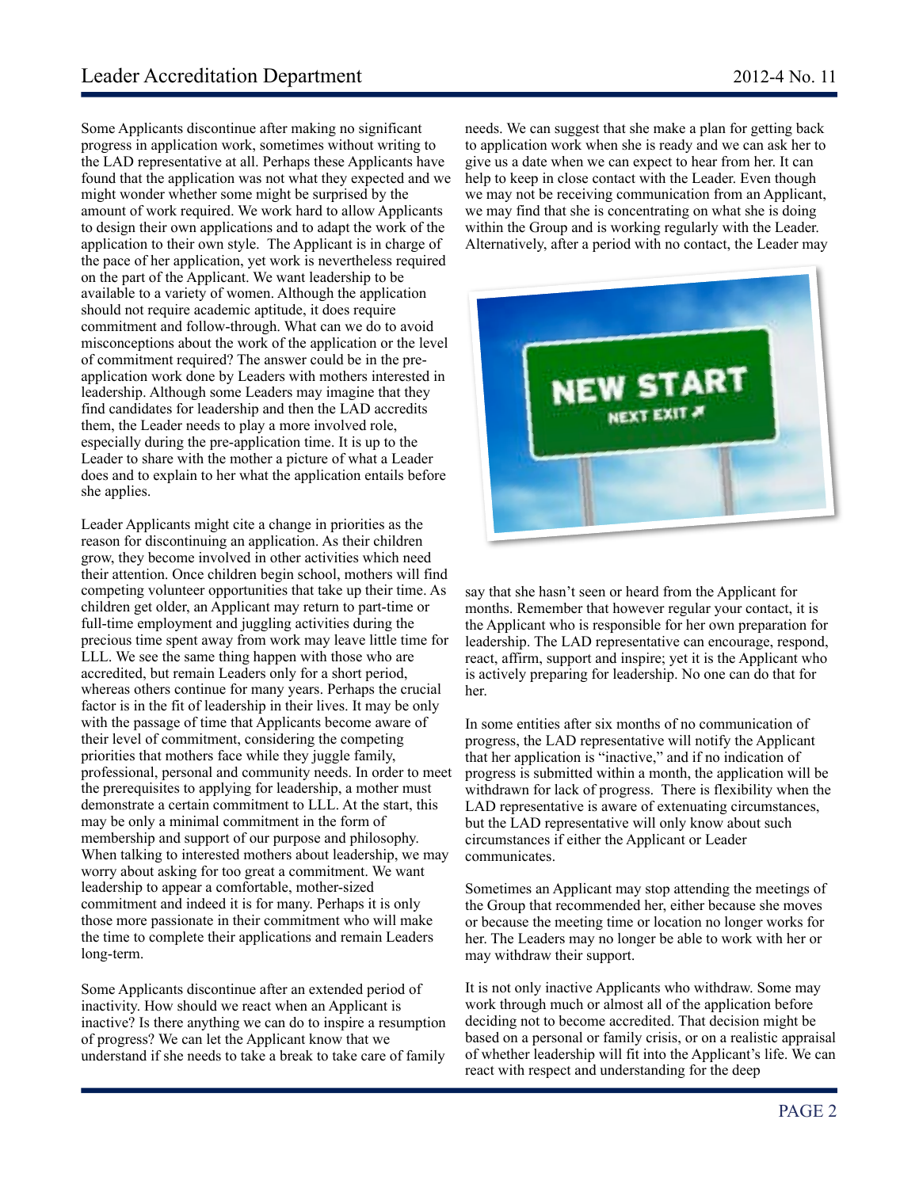Some Applicants discontinue after making no significant progress in application work, sometimes without writing to the LAD representative at all. Perhaps these Applicants have found that the application was not what they expected and we might wonder whether some might be surprised by the amount of work required. We work hard to allow Applicants to design their own applications and to adapt the work of the application to their own style. The Applicant is in charge of the pace of her application, yet work is nevertheless required on the part of the Applicant. We want leadership to be available to a variety of women. Although the application should not require academic aptitude, it does require commitment and follow-through. What can we do to avoid misconceptions about the work of the application or the level of commitment required? The answer could be in the pre-application work done by Leaders with mothers interested in leadership. Although some Leaders may imagine that they find candidates for leadership and then the LAD accredits them, the Leader needs to play a more involved role, especially during the pre-application time. It is up to the Leader to share with the mother a picture of what a Leader does and to explain to her what the application entails before she applies.

Leader Applicants might cite a change in priorities as the reason for discontinuing an application. As their children grow, they become involved in other activities which need their attention. Once children begin school, mothers will find competing volunteer opportunities that take up their time. As children get older, an Applicant may return to part-time or full-time employment and juggling activities during the precious time spent away from work may leave little time for LLL. We see the same thing happen with those who are accredited, but remain Leaders only for a short period, whereas others continue for many years. Perhaps the crucial factor is in the fit of leadership in their lives. It may be only with the passage of time that Applicants become aware of their level of commitment, considering the competing priorities that mothers face while they juggle family, professional, personal and community needs. In order to meet the prerequisites to applying for leadership, a mother must demonstrate a certain commitment to LLL. At the start, this may be only a minimal commitment in the form of membership and support of our purpose and philosophy. When talking to interested mothers about leadership, we may worry about asking for too great a commitment. We want leadership to appear a comfortable, mother-sized commitment and indeed it is for many. Perhaps it is only those more passionate in their commitment who will make the time to complete their applications and remain Leaders long-term.

Some Applicants discontinue after an extended period of inactivity. How should we react when an Applicant is inactive? Is there anything we can do to inspire a resumption of progress? We can let the Applicant know that we understand if she needs to take a break to take care of family needs. We can suggest that she make a plan for getting back to application work when she is ready and we can ask her to give us a date when we can expect to hear from her. It can help to keep in close contact with the Leader. Even though we may not be receiving communication from an Applicant, we may find that she is concentrating on what she is doing within the Group and is working regularly with the Leader. Alternatively, after a period with no contact, the Leader may say that she hasn't seen or heard from the Applicant for months. Remember that however regular your contact, it is the Applicant who is responsible for her own preparation for leadership. The LAD representative can encourage, respond, react, affirm, support and inspire; yet it is the Applicant who is actively preparing for leadership. No one can do that for her.

In some entities after six months of no communication of progress, the LAD representative will notify the Applicant that her application is "inactive," and if no indication of progress is submitted within a month, the application will be withdrawn for lack of progress. There is flexibility when the LAD representative is aware of extenuating circumstances, but the LAD representative will only know about such circumstances if either the Applicant or Leader communicates.

Sometimes an Applicant may stop attending the meetings of the Group that recommended her, either because she moves or because the meeting time or location no longer works for her. The Leaders may no longer be able to work with her or may withdraw their support.

It is not only inactive Applicants who withdraw. Some may work through much or almost all of the application before deciding not to become accredited. That decision might be based on a personal or family crisis, or on a realistic appraisal of whether leadership will fit into the Applicant's life. We can react with respect and understanding for the deep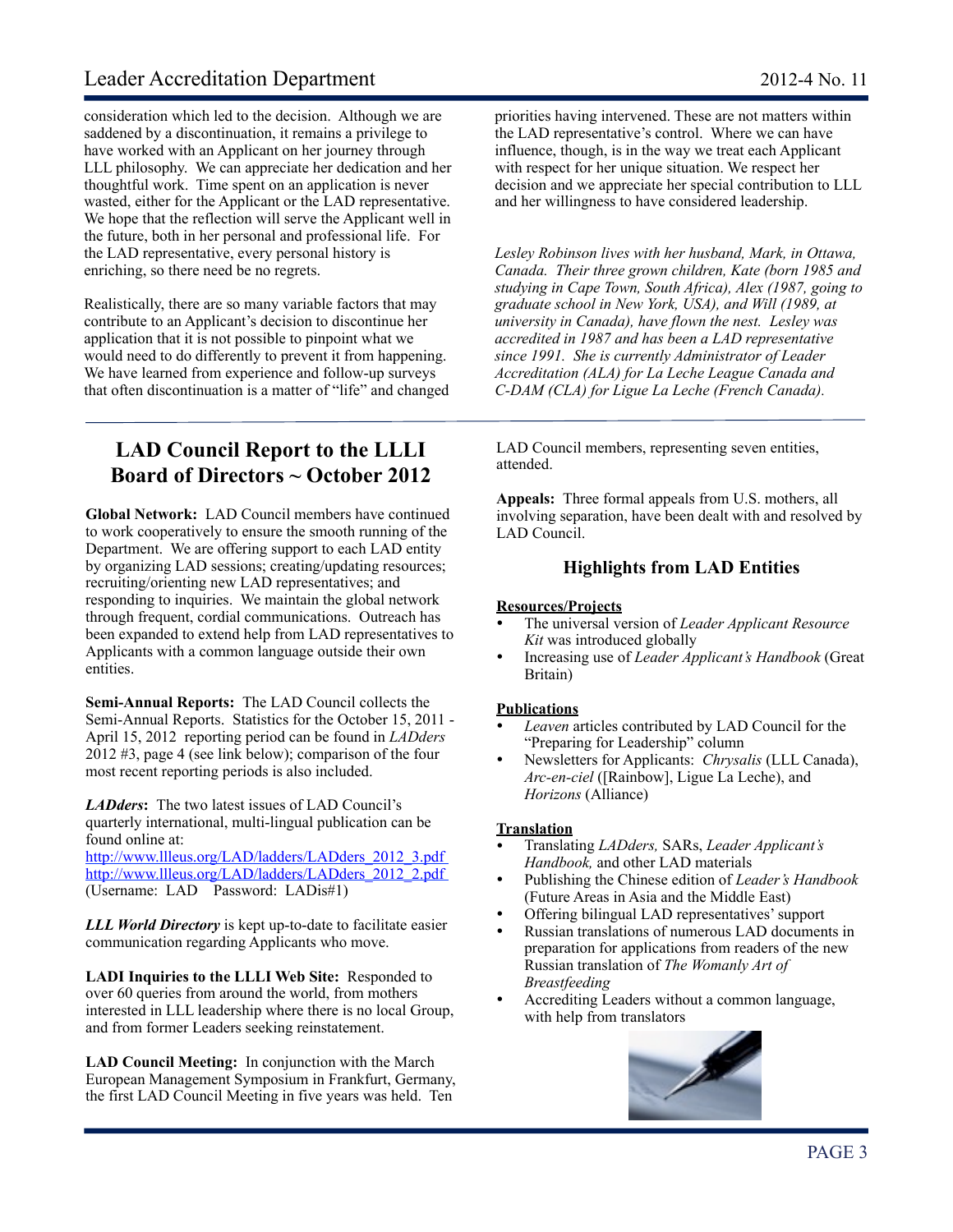consideration which led to the decision. Although we are saddened by a discontinuation, it remains a privilege to have worked with an Applicant on her journey through LLL philosophy. We can appreciate her dedication and her thoughtful work. Time spent on an application is never wasted, either for the Applicant or the LAD representative. We hope that the reflection will serve the Applicant well in the future, both in her personal and professional life. For the LAD representative, every personal history is enriching, so there need be no regrets.

Realistically, there are so many variable factors that may contribute to an Applicant's decision to discontinue her application that it is not possible to pinpoint what we would need to do differently to prevent it from happening. We have learned from experience and follow-up surveys that often discontinuation is a matter of "life" and changed priorities having intervened. These are not matters within the LAD representative's control. Where we can have influence, though, is in the way we treat each Applicant with respect for her unique situation. We respect her decision and we appreciate her special contribution to LLL and her willingness to have considered leadership.

*Lesley Robinson lives with her husband, Mark, in Ottawa, Canada. Their three grown children, Kate (born 1985 and studying in Cape Town, South Africa), Alex (1987, going to graduate school in New York, USA), and Will (1989, at university in Canada), have flown the nest. Lesley was accredited in 1987 and has been a LAD representative since 1991. She is currently Administrator of Leader Accreditation (ALA) for La Leche League Canada and C-DAM (CLA) for Ligue La Leche (French Canada).*

## LAD Council Report to the LLLI Board of Directors ~ October 2012

**Global Network:** LAD Council members have continued to work cooperatively to ensure the smooth running of the Department. We are offering support to each LAD entity by organizing LAD sessions; creating/updating resources; recruiting/orienting new LAD representatives; and responding to inquiries. We maintain the global network through frequent, cordial communications. Outreach has been expanded to extend help from LAD representatives to Applicants with a common language outside their own entities.

**Semi-Annual Reports:** The LAD Council collects the Semi-Annual Reports. Statistics for the October 15, 2011 - April 15, 2012 reporting period can be found in *LADders* 2012 #3, page 4 (see link below); comparison of the four most recent reporting periods is also included.

***LADders*:** The two latest issues of LAD Council's quarterly international, multi-lingual publication can be found online at:
http://www.llleus.org/LAD/ladders/LADders_2012_3.pdf
http://www.llleus.org/LAD/ladders/LADders_2012_2.pdf
(Username: LAD Password: LADis#1)

***LLL World Directory*** is kept up-to-date to facilitate easier communication regarding Applicants who move.

**LADI Inquiries to the LLLI Web Site:** Responded to over 60 queries from around the world, from mothers interested in LLL leadership where there is no local Group, and from former Leaders seeking reinstatement.

**LAD Council Meeting:** In conjunction with the March European Management Symposium in Frankfurt, Germany, the first LAD Council Meeting in five years was held. Ten LAD Council members, representing seven entities, attended.

**Appeals:** Three formal appeals from U.S. mothers, all involving separation, have been dealt with and resolved by LAD Council.

### Highlights from LAD Entities

**Resources/Projects**

- The universal version of *Leader Applicant Resource Kit* was introduced globally
- Increasing use of *Leader Applicant's Handbook* (Great Britain)

**Publications**

- *Leaven* articles contributed by LAD Council for the "Preparing for Leadership" column
- Newsletters for Applicants: *Chrysalis* (LLL Canada), *Arc-en-ciel* ([Rainbow], Ligue La Leche), and *Horizons* (Alliance)

**Translation**

- Translating *LADders,* SARs, *Leader Applicant's Handbook,* and other LAD materials
- Publishing the Chinese edition of *Leader's Handbook* (Future Areas in Asia and the Middle East)
- Offering bilingual LAD representatives' support
- Russian translations of numerous LAD documents in preparation for applications from readers of the new Russian translation of *The Womanly Art of Breastfeeding*
- Accrediting Leaders without a common language, with help from translators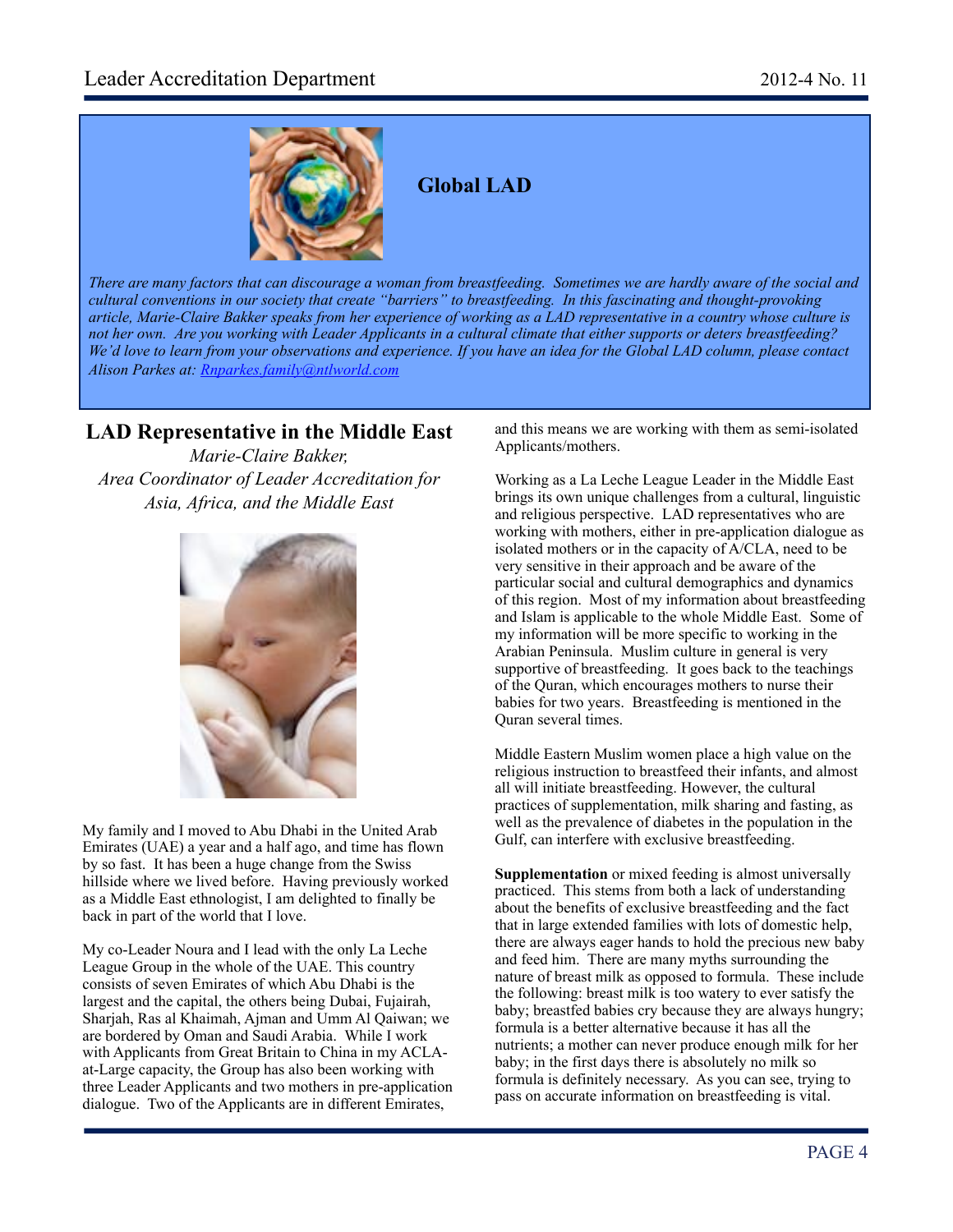## Global LAD

*There are many factors that can discourage a woman from breastfeeding. Sometimes we are hardly aware of the social and cultural conventions in our society that create "barriers" to breastfeeding. In this fascinating and thought-provoking article, Marie-Claire Bakker speaks from her experience of working as a LAD representative in a country whose culture is not her own. Are you working with Leader Applicants in a cultural climate that either supports or deters breastfeeding? We'd love to learn from your observations and experience. If you have an idea for the Global LAD column, please contact Alison Parkes at: [Rnparkes.family@ntlworld.com](mailto:Rnparkes.family@ntlworld.com)*

## LAD Representative in the Middle East

*Marie-Claire Bakker,*
*Area Coordinator of Leader Accreditation for Asia, Africa, and the Middle East*

My family and I moved to Abu Dhabi in the United Arab Emirates (UAE) a year and a half ago, and time has flown by so fast. It has been a huge change from the Swiss hillside where we lived before. Having previously worked as a Middle East ethnologist, I am delighted to finally be back in part of the world that I love.

My co-Leader Noura and I lead with the only La Leche League Group in the whole of the UAE. This country consists of seven Emirates of which Abu Dhabi is the largest and the capital, the others being Dubai, Fujairah, Sharjah, Ras al Khaimah, Ajman and Umm Al Qaiwan; we are bordered by Oman and Saudi Arabia. While I work with Applicants from Great Britain to China in my ACLA-at-Large capacity, the Group has also been working with three Leader Applicants and two mothers in pre-application dialogue. Two of the Applicants are in different Emirates, and this means we are working with them as semi-isolated Applicants/mothers.

Working as a La Leche League Leader in the Middle East brings its own unique challenges from a cultural, linguistic and religious perspective. LAD representatives who are working with mothers, either in pre-application dialogue as isolated mothers or in the capacity of A/CLA, need to be very sensitive in their approach and be aware of the particular social and cultural demographics and dynamics of this region. Most of my information about breastfeeding and Islam is applicable to the whole Middle East. Some of my information will be more specific to working in the Arabian Peninsula. Muslim culture in general is very supportive of breastfeeding. It goes back to the teachings of the Quran, which encourages mothers to nurse their babies for two years. Breastfeeding is mentioned in the Quran several times.

Middle Eastern Muslim women place a high value on the religious instruction to breastfeed their infants, and almost all will initiate breastfeeding. However, the cultural practices of supplementation, milk sharing and fasting, as well as the prevalence of diabetes in the population in the Gulf, can interfere with exclusive breastfeeding.

**Supplementation** or mixed feeding is almost universally practiced. This stems from both a lack of understanding about the benefits of exclusive breastfeeding and the fact that in large extended families with lots of domestic help, there are always eager hands to hold the precious new baby and feed him. There are many myths surrounding the nature of breast milk as opposed to formula. These include the following: breast milk is too watery to ever satisfy the baby; breastfed babies cry because they are always hungry; formula is a better alternative because it has all the nutrients; a mother can never produce enough milk for her baby; in the first days there is absolutely no milk so formula is definitely necessary. As you can see, trying to pass on accurate information on breastfeeding is vital.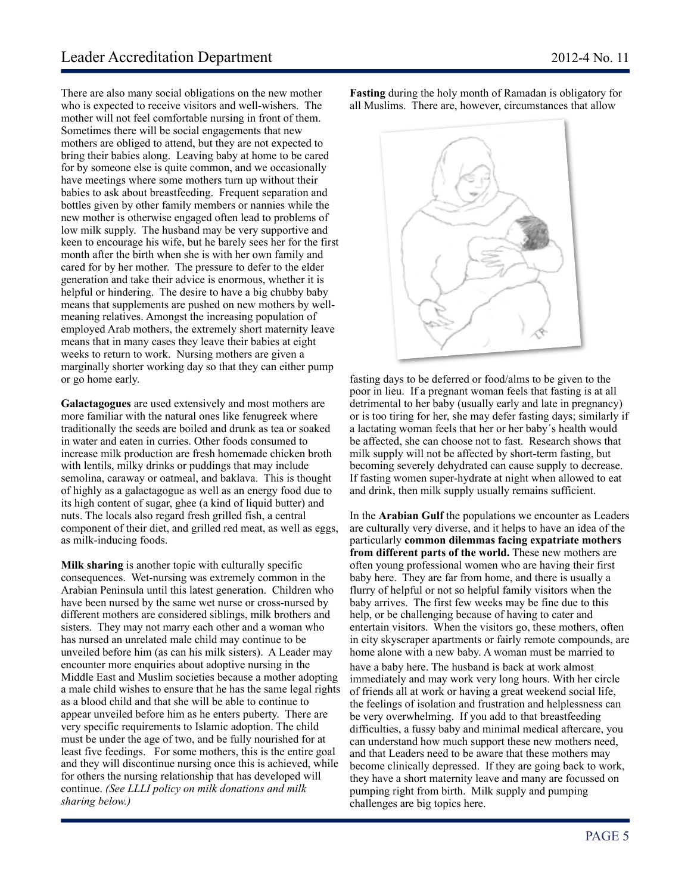There are also many social obligations on the new mother who is expected to receive visitors and well-wishers. The mother will not feel comfortable nursing in front of them. Sometimes there will be social engagements that new mothers are obliged to attend, but they are not expected to bring their babies along. Leaving baby at home to be cared for by someone else is quite common, and we occasionally have meetings where some mothers turn up without their babies to ask about breastfeeding. Frequent separation and bottles given by other family members or nannies while the new mother is otherwise engaged often lead to problems of low milk supply. The husband may be very supportive and keen to encourage his wife, but he barely sees her for the first month after the birth when she is with her own family and cared for by her mother. The pressure to defer to the elder generation and take their advice is enormous, whether it is helpful or hindering. The desire to have a big chubby baby means that supplements are pushed on new mothers by well-meaning relatives. Amongst the increasing population of employed Arab mothers, the extremely short maternity leave means that in many cases they leave their babies at eight weeks to return to work. Nursing mothers are given a marginally shorter working day so that they can either pump or go home early.

**Galactagogues** are used extensively and most mothers are more familiar with the natural ones like fenugreek where traditionally the seeds are boiled and drunk as tea or soaked in water and eaten in curries. Other foods consumed to increase milk production are fresh homemade chicken broth with lentils, milky drinks or puddings that may include semolina, caraway or oatmeal, and baklava. This is thought of highly as a galactagogue as well as an energy food due to its high content of sugar, ghee (a kind of liquid butter) and nuts. The locals also regard fresh grilled fish, a central component of their diet, and grilled red meat, as well as eggs, as milk-inducing foods.

**Milk sharing** is another topic with culturally specific consequences. Wet-nursing was extremely common in the Arabian Peninsula until this latest generation. Children who have been nursed by the same wet nurse or cross-nursed by different mothers are considered siblings, milk brothers and sisters. They may not marry each other and a woman who has nursed an unrelated male child may continue to be unveiled before him (as can his milk sisters). A Leader may encounter more enquiries about adoptive nursing in the Middle East and Muslim societies because a mother adopting a male child wishes to ensure that he has the same legal rights as a blood child and that she will be able to continue to appear unveiled before him as he enters puberty. There are very specific requirements to Islamic adoption. The child must be under the age of two, and be fully nourished for at least five feedings. For some mothers, this is the entire goal and they will discontinue nursing once this is achieved, while for others the nursing relationship that has developed will continue. *(See LLLI policy on milk donations and milk sharing below.)*

**Fasting** during the holy month of Ramadan is obligatory for all Muslims. There are, however, circumstances that allow fasting days to be deferred or food/alms to be given to the poor in lieu. If a pregnant woman feels that fasting is at all detrimental to her baby (usually early and late in pregnancy) or is too tiring for her, she may defer fasting days; similarly if a lactating woman feels that her or her baby´s health would be affected, she can choose not to fast. Research shows that milk supply will not be affected by short-term fasting, but becoming severely dehydrated can cause supply to decrease. If fasting women super-hydrate at night when allowed to eat and drink, then milk supply usually remains sufficient.

In the **Arabian Gulf** the populations we encounter as Leaders are culturally very diverse, and it helps to have an idea of the particularly **common dilemmas facing expatriate mothers from different parts of the world.** These new mothers are often young professional women who are having their first baby here. They are far from home, and there is usually a flurry of helpful or not so helpful family visitors when the baby arrives. The first few weeks may be fine due to this help, or be challenging because of having to cater and entertain visitors. When the visitors go, these mothers, often in city skyscraper apartments or fairly remote compounds, are home alone with a new baby. A woman must be married to have a baby here. The husband is back at work almost immediately and may work very long hours. With her circle of friends all at work or having a great weekend social life, the feelings of isolation and frustration and helplessness can be very overwhelming. If you add to that breastfeeding difficulties, a fussy baby and minimal medical aftercare, you can understand how much support these new mothers need, and that Leaders need to be aware that these mothers may become clinically depressed. If they are going back to work, they have a short maternity leave and many are focussed on pumping right from birth. Milk supply and pumping challenges are big topics here.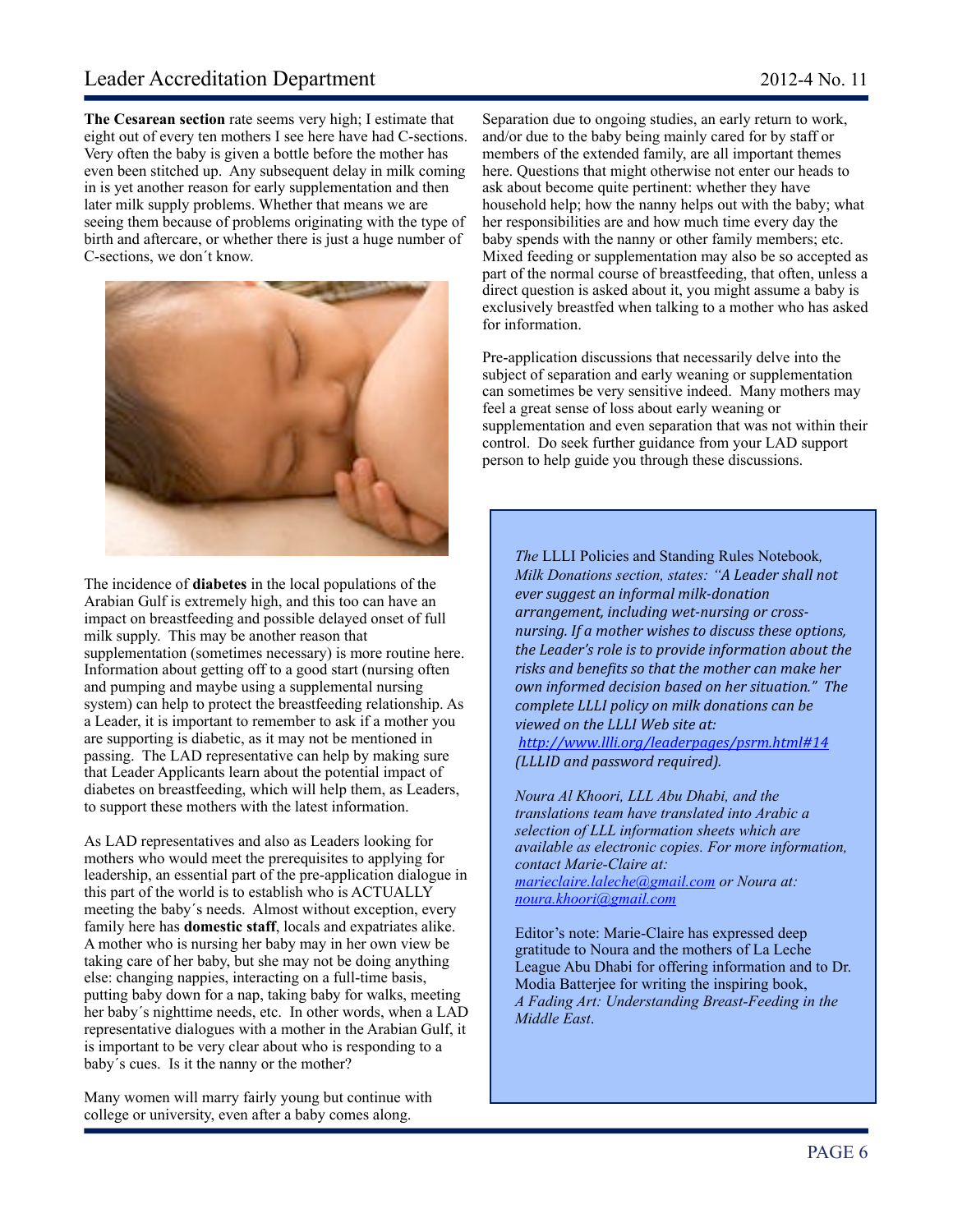**The Cesarean section** rate seems very high; I estimate that eight out of every ten mothers I see here have had C-sections. Very often the baby is given a bottle before the mother has even been stitched up. Any subsequent delay in milk coming in is yet another reason for early supplementation and then later milk supply problems. Whether that means we are seeing them because of problems originating with the type of birth and aftercare, or whether there is just a huge number of C-sections, we don´t know.

The incidence of **diabetes** in the local populations of the Arabian Gulf is extremely high, and this too can have an impact on breastfeeding and possible delayed onset of full milk supply. This may be another reason that supplementation (sometimes necessary) is more routine here. Information about getting off to a good start (nursing often and pumping and maybe using a supplemental nursing system) can help to protect the breastfeeding relationship. As a Leader, it is important to remember to ask if a mother you are supporting is diabetic, as it may not be mentioned in passing. The LAD representative can help by making sure that Leader Applicants learn about the potential impact of diabetes on breastfeeding, which will help them, as Leaders, to support these mothers with the latest information.

As LAD representatives and also as Leaders looking for mothers who would meet the prerequisites to applying for leadership, an essential part of the pre-application dialogue in this part of the world is to establish who is ACTUALLY meeting the baby´s needs. Almost without exception, every family here has **domestic staff**, locals and expatriates alike. A mother who is nursing her baby may in her own view be taking care of her baby, but she may not be doing anything else: changing nappies, interacting on a full-time basis, putting baby down for a nap, taking baby for walks, meeting her baby´s nighttime needs, etc. In other words, when a LAD representative dialogues with a mother in the Arabian Gulf, it is important to be very clear about who is responding to a baby´s cues. Is it the nanny or the mother?

Many women will marry fairly young but continue with college or university, even after a baby comes along. Separation due to ongoing studies, an early return to work, and/or due to the baby being mainly cared for by staff or members of the extended family, are all important themes here. Questions that might otherwise not enter our heads to ask about become quite pertinent: whether they have household help; how the nanny helps out with the baby; what her responsibilities are and how much time every day the baby spends with the nanny or other family members; etc. Mixed feeding or supplementation may also be so accepted as part of the normal course of breastfeeding, that often, unless a direct question is asked about it, you might assume a baby is exclusively breastfed when talking to a mother who has asked for information.

Pre-application discussions that necessarily delve into the subject of separation and early weaning or supplementation can sometimes be very sensitive indeed. Many mothers may feel a great sense of loss about early weaning or supplementation and even separation that was not within their control. Do seek further guidance from your LAD support person to help guide you through these discussions.

*The* LLLI Policies and Standing Rules Notebook*, Milk Donations section, states: "A Leader shall not ever suggest an informal milk-donation arrangement, including wet-nursing or cross-nursing. If a mother wishes to discuss these options, the Leader's role is to provide information about the risks and benefits so that the mother can make her own informed decision based on her situation." The complete LLLI policy on milk donations can be viewed on the LLLI Web site at:* *http://www.llli.org/leaderpages/psrm.html#14* *(LLLID and password required).*

*Noura Al Khoori, LLL Abu Dhabi, and the translations team have translated into Arabic a selection of LLL information sheets which are available as electronic copies. For more information, contact Marie-Claire at: marieclaire.laleche@gmail.com or Noura at: noura.khoori@gmail.com*

Editor's note: Marie-Claire has expressed deep gratitude to Noura and the mothers of La Leche League Abu Dhabi for offering information and to Dr. Modia Batterjee for writing the inspiring book, *A Fading Art: Understanding Breast-Feeding in the Middle East*.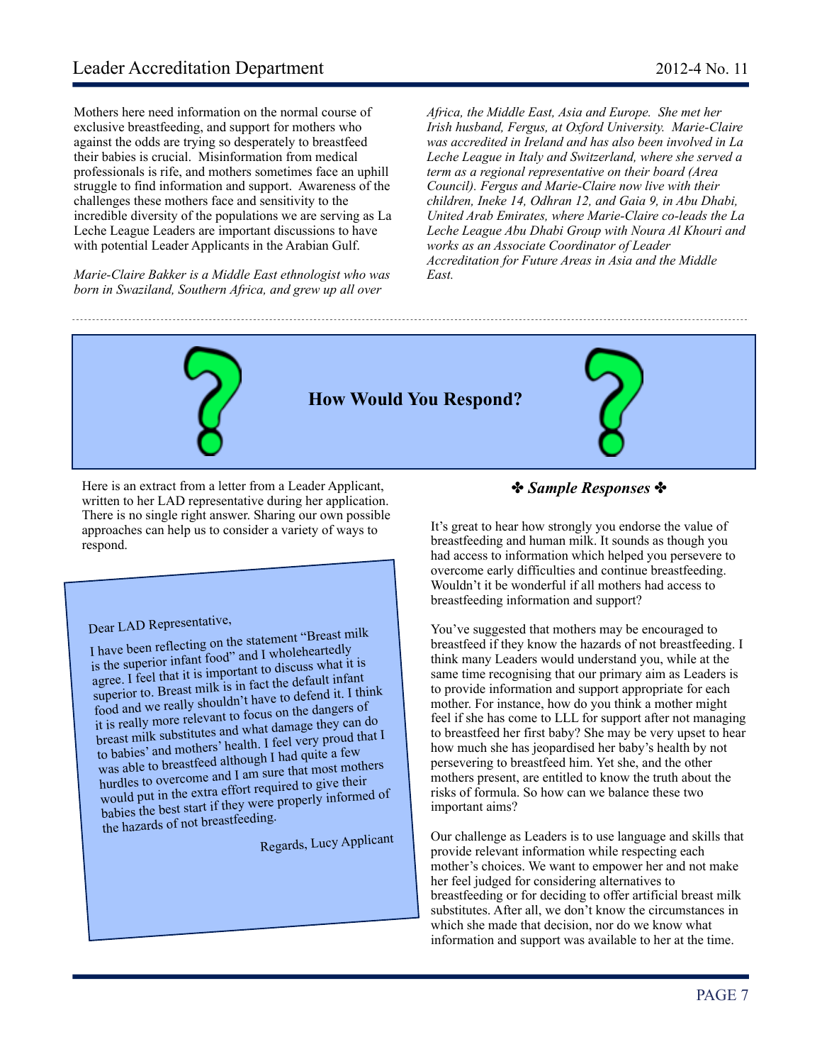Mothers here need information on the normal course of exclusive breastfeeding, and support for mothers who against the odds are trying so desperately to breastfeed their babies is crucial. Misinformation from medical professionals is rife, and mothers sometimes face an uphill struggle to find information and support. Awareness of the challenges these mothers face and sensitivity to the incredible diversity of the populations we are serving as La Leche League Leaders are important discussions to have with potential Leader Applicants in the Arabian Gulf.

*Marie-Claire Bakker is a Middle East ethnologist who was born in Swaziland, Southern Africa, and grew up all over Africa, the Middle East, Asia and Europe. She met her Irish husband, Fergus, at Oxford University. Marie-Claire was accredited in Ireland and has also been involved in La Leche League in Italy and Switzerland, where she served a term as a regional representative on their board (Area Council). Fergus and Marie-Claire now live with their children, Ineke 14, Odhran 12, and Gaia 9, in Abu Dhabi, United Arab Emirates, where Marie-Claire co-leads the La Leche League Abu Dhabi Group with Noura Al Khouri and works as an Associate Coordinator of Leader Accreditation for Future Areas in Asia and the Middle East.*

---

## How Would You Respond?

Here is an extract from a letter from a Leader Applicant, written to her LAD representative during her application. There is no single right answer. Sharing our own possible approaches can help us to consider a variety of ways to respond.

> Dear LAD Representative,
>
> I have been reflecting on the statement "Breast milk is the superior infant food" and I wholeheartedly agree. I feel that it is important to discuss what it is superior to. Breast milk is in fact the default infant food and we really shouldn't have to defend it. I think it is really more relevant to focus on the dangers of breast milk substitutes and what damage they can do to babies' and mothers' health. I feel very proud that I was able to breastfeed although I had quite a few hurdles to overcome and I am sure that most mothers would put in the extra effort required to give their babies the best start if they were properly informed of the hazards of not breastfeeding.
>
> Regards, Lucy Applicant

### ✤ *Sample Responses* ✤

It's great to hear how strongly you endorse the value of breastfeeding and human milk. It sounds as though you had access to information which helped you persevere to overcome early difficulties and continue breastfeeding. Wouldn't it be wonderful if all mothers had access to breastfeeding information and support?

You've suggested that mothers may be encouraged to breastfeed if they know the hazards of not breastfeeding. I think many Leaders would understand you, while at the same time recognising that our primary aim as Leaders is to provide information and support appropriate for each mother. For instance, how do you think a mother might feel if she has come to LLL for support after not managing to breastfeed her first baby? She may be very upset to hear how much she has jeopardised her baby's health by not persevering to breastfeed him. Yet she, and the other mothers present, are entitled to know the truth about the risks of formula. So how can we balance these two important aims?

Our challenge as Leaders is to use language and skills that provide relevant information while respecting each mother's choices. We want to empower her and not make her feel judged for considering alternatives to breastfeeding or for deciding to offer artificial breast milk substitutes. After all, we don't know the circumstances in which she made that decision, nor do we know what information and support was available to her at the time.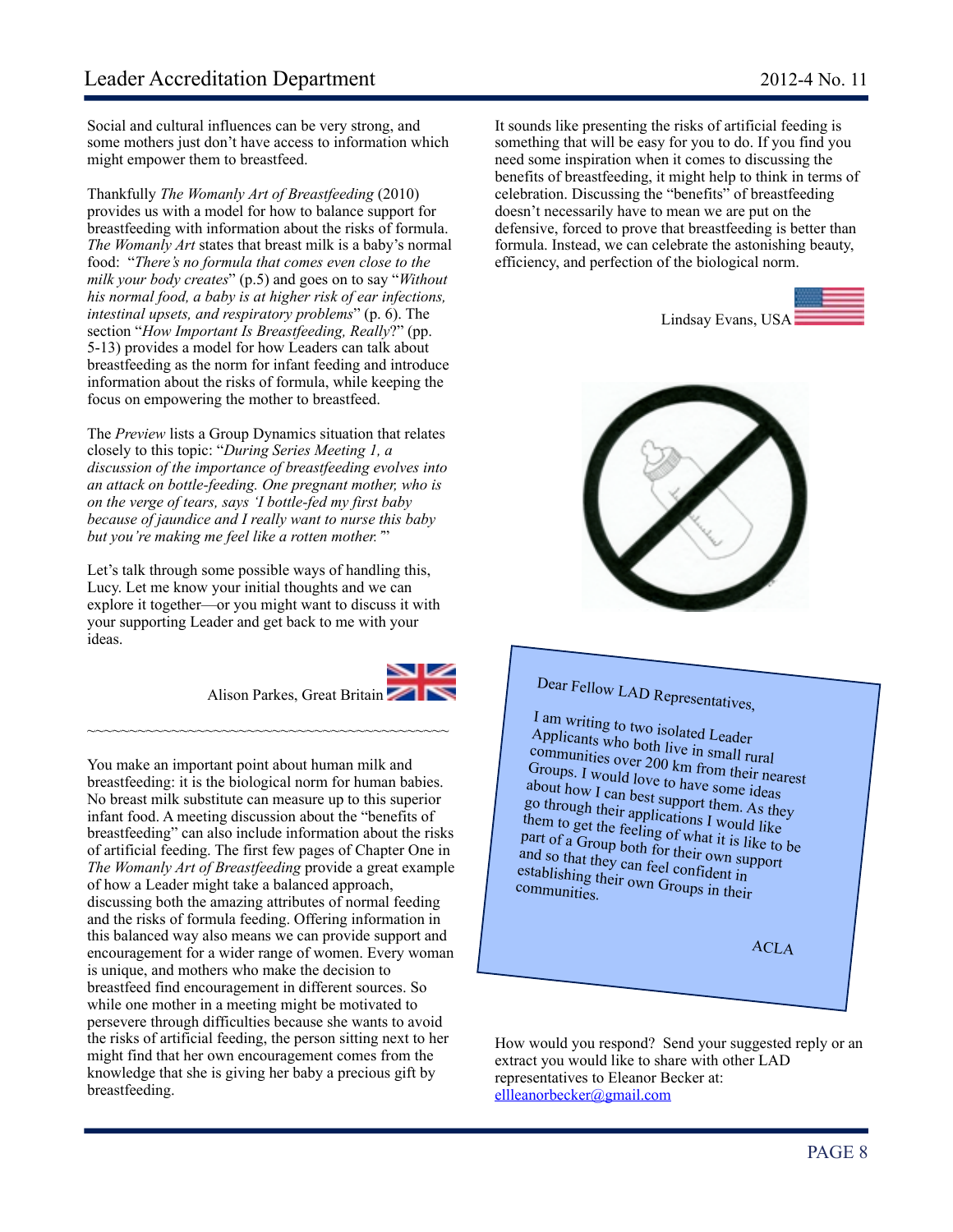Social and cultural influences can be very strong, and some mothers just don't have access to information which might empower them to breastfeed.

Thankfully *The Womanly Art of Breastfeeding* (2010) provides us with a model for how to balance support for breastfeeding with information about the risks of formula. *The Womanly Art* states that breast milk is a baby's normal food: "*There's no formula that comes even close to the milk your body creates*" (p.5) and goes on to say "*Without his normal food, a baby is at higher risk of ear infections, intestinal upsets, and respiratory problems*" (p. 6). The section "*How Important Is Breastfeeding, Really*?" (pp. 5-13) provides a model for how Leaders can talk about breastfeeding as the norm for infant feeding and introduce information about the risks of formula, while keeping the focus on empowering the mother to breastfeed.

The *Preview* lists a Group Dynamics situation that relates closely to this topic: "*During Series Meeting 1, a discussion of the importance of breastfeeding evolves into an attack on bottle-feeding. One pregnant mother, who is on the verge of tears, says 'I bottle-fed my first baby because of jaundice and I really want to nurse this baby but you're making me feel like a rotten mother.'*"

Let's talk through some possible ways of handling this, Lucy. Let me know your initial thoughts and we can explore it together—or you might want to discuss it with your supporting Leader and get back to me with your ideas.

Alison Parkes, Great Britain

~~~~~~~~~~~~~~~~~~~~~~~~~~~~~~~~~~~~~~~~~~~

You make an important point about human milk and breastfeeding: it is the biological norm for human babies. No breast milk substitute can measure up to this superior infant food. A meeting discussion about the "benefits of breastfeeding" can also include information about the risks of artificial feeding. The first few pages of Chapter One in *The Womanly Art of Breastfeeding* provide a great example of how a Leader might take a balanced approach, discussing both the amazing attributes of normal feeding and the risks of formula feeding. Offering information in this balanced way also means we can provide support and encouragement for a wider range of women. Every woman is unique, and mothers who make the decision to breastfeed find encouragement in different sources. So while one mother in a meeting might be motivated to persevere through difficulties because she wants to avoid the risks of artificial feeding, the person sitting next to her might find that her own encouragement comes from the knowledge that she is giving her baby a precious gift by breastfeeding.

It sounds like presenting the risks of artificial feeding is something that will be easy for you to do. If you find you need some inspiration when it comes to discussing the benefits of breastfeeding, it might help to think in terms of celebration. Discussing the "benefits" of breastfeeding doesn't necessarily have to mean we are put on the defensive, forced to prove that breastfeeding is better than formula. Instead, we can celebrate the astonishing beauty, efficiency, and perfection of the biological norm.

Lindsay Evans, USA

Dear Fellow LAD Representatives,

I am writing to two isolated Leader Applicants who both live in small rural communities over 200 km from their nearest Groups. I would love to have some ideas about how I can best support them. As they go through their applications I would like them to get the feeling of what it is like to be part of a Group both for their own support and so that they can feel confident in establishing their own Groups in their communities.

ACLA

How would you respond? Send your suggested reply or an extract you would like to share with other LAD representatives to Eleanor Becker at: ellleanorbecker@gmail.com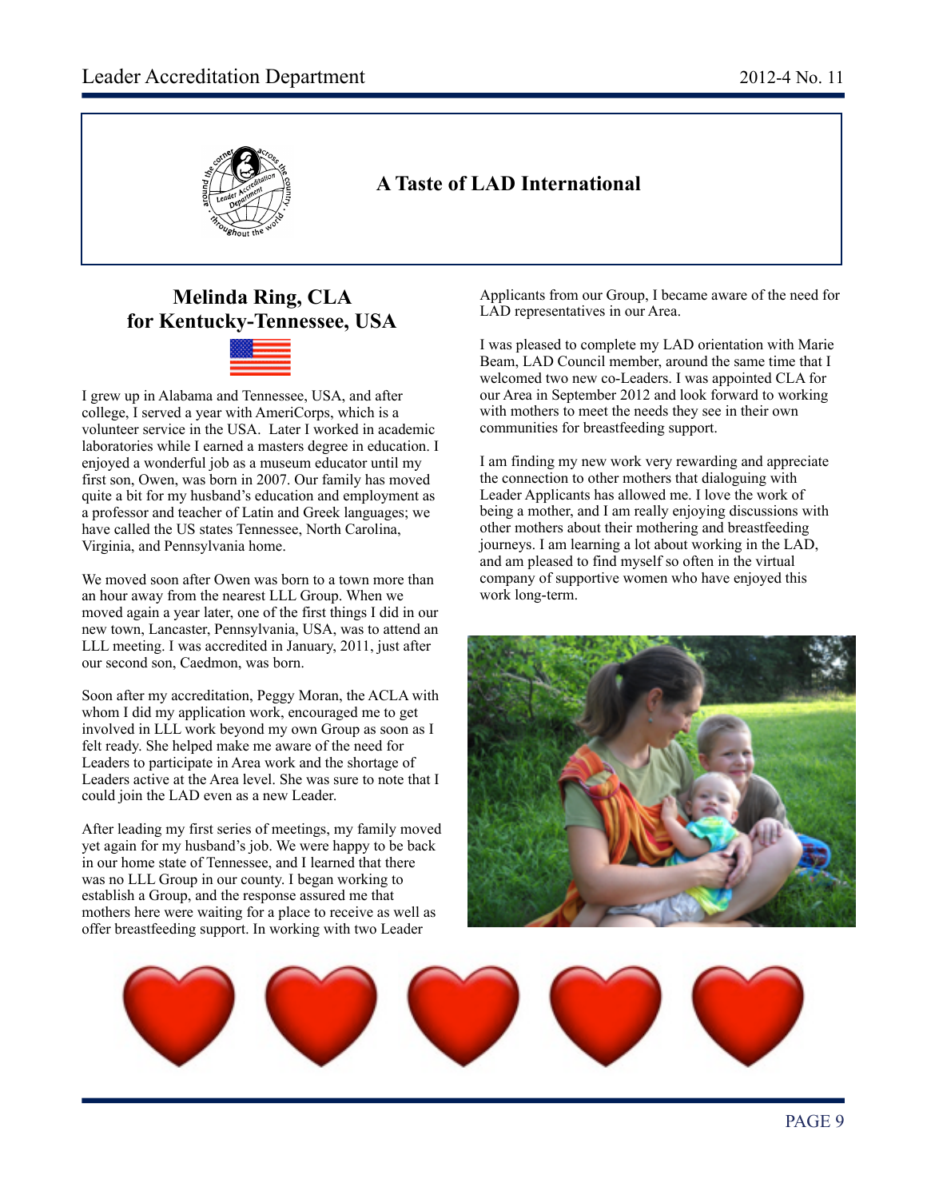## A Taste of LAD International

### Melinda Ring, CLA for Kentucky-Tennessee, USA

I grew up in Alabama and Tennessee, USA, and after college, I served a year with AmeriCorps, which is a volunteer service in the USA. Later I worked in academic laboratories while I earned a masters degree in education. I enjoyed a wonderful job as a museum educator until my first son, Owen, was born in 2007. Our family has moved quite a bit for my husband's education and employment as a professor and teacher of Latin and Greek languages; we have called the US states Tennessee, North Carolina, Virginia, and Pennsylvania home.

We moved soon after Owen was born to a town more than an hour away from the nearest LLL Group. When we moved again a year later, one of the first things I did in our new town, Lancaster, Pennsylvania, USA, was to attend an LLL meeting. I was accredited in January, 2011, just after our second son, Caedmon, was born.

Soon after my accreditation, Peggy Moran, the ACLA with whom I did my application work, encouraged me to get involved in LLL work beyond my own Group as soon as I felt ready. She helped make me aware of the need for Leaders to participate in Area work and the shortage of Leaders active at the Area level. She was sure to note that I could join the LAD even as a new Leader.

After leading my first series of meetings, my family moved yet again for my husband's job. We were happy to be back in our home state of Tennessee, and I learned that there was no LLL Group in our county. I began working to establish a Group, and the response assured me that mothers here were waiting for a place to receive as well as offer breastfeeding support. In working with two Leader Applicants from our Group, I became aware of the need for LAD representatives in our Area.

I was pleased to complete my LAD orientation with Marie Beam, LAD Council member, around the same time that I welcomed two new co-Leaders. I was appointed CLA for our Area in September 2012 and look forward to working with mothers to meet the needs they see in their own communities for breastfeeding support.

I am finding my new work very rewarding and appreciate the connection to other mothers that dialoguing with Leader Applicants has allowed me. I love the work of being a mother, and I am really enjoying discussions with other mothers about their mothering and breastfeeding journeys. I am learning a lot about working in the LAD, and am pleased to find myself so often in the virtual company of supportive women who have enjoyed this work long-term.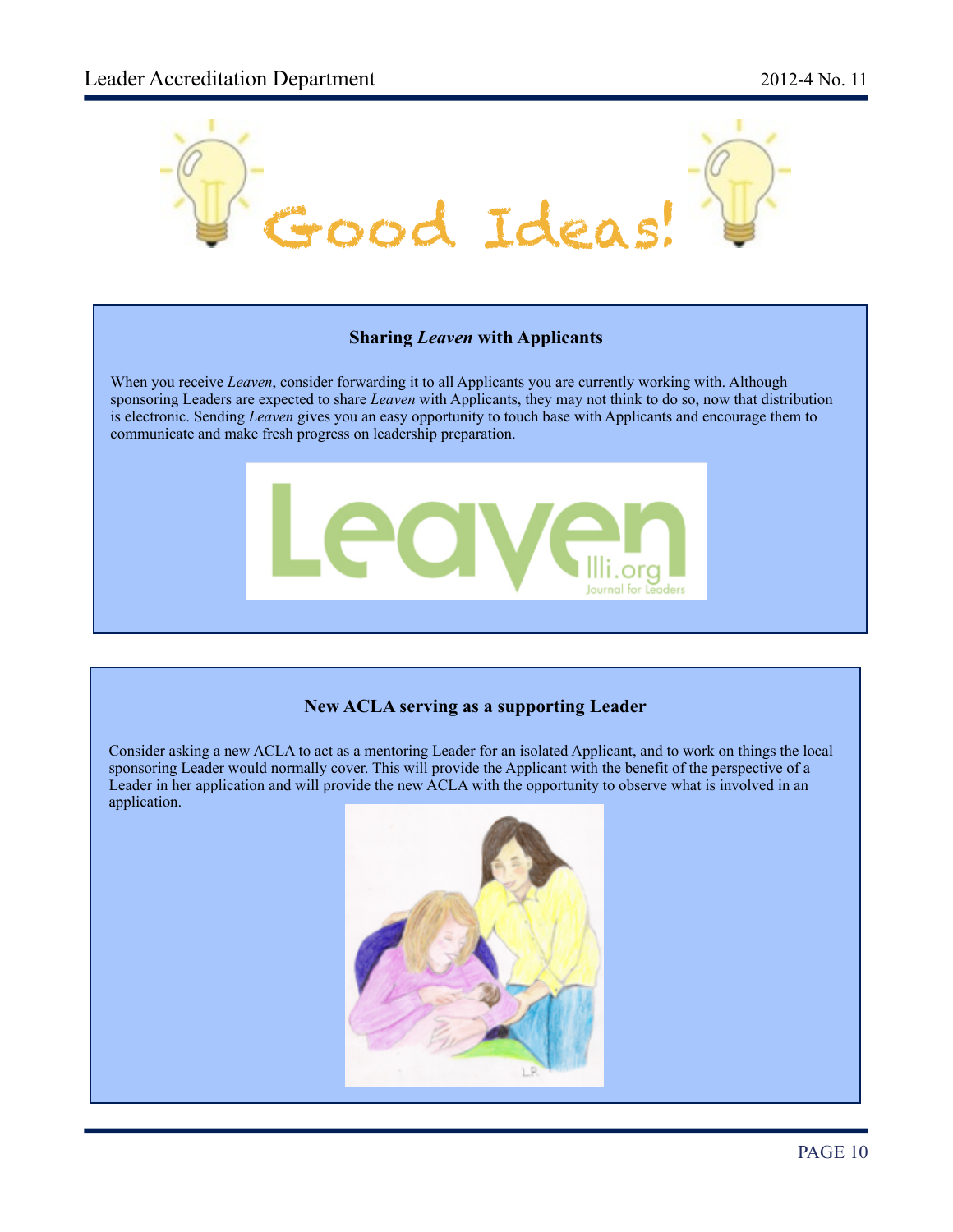# Good Ideas!

### Sharing *Leaven* with Applicants

When you receive *Leaven*, consider forwarding it to all Applicants you are currently working with. Although sponsoring Leaders are expected to share *Leaven* with Applicants, they may not think to do so, now that distribution is electronic. Sending *Leaven* gives you an easy opportunity to touch base with Applicants and encourage them to communicate and make fresh progress on leadership preparation.

### New ACLA serving as a supporting Leader

Consider asking a new ACLA to act as a mentoring Leader for an isolated Applicant, and to work on things the local sponsoring Leader would normally cover. This will provide the Applicant with the benefit of the perspective of a Leader in her application and will provide the new ACLA with the opportunity to observe what is involved in an application.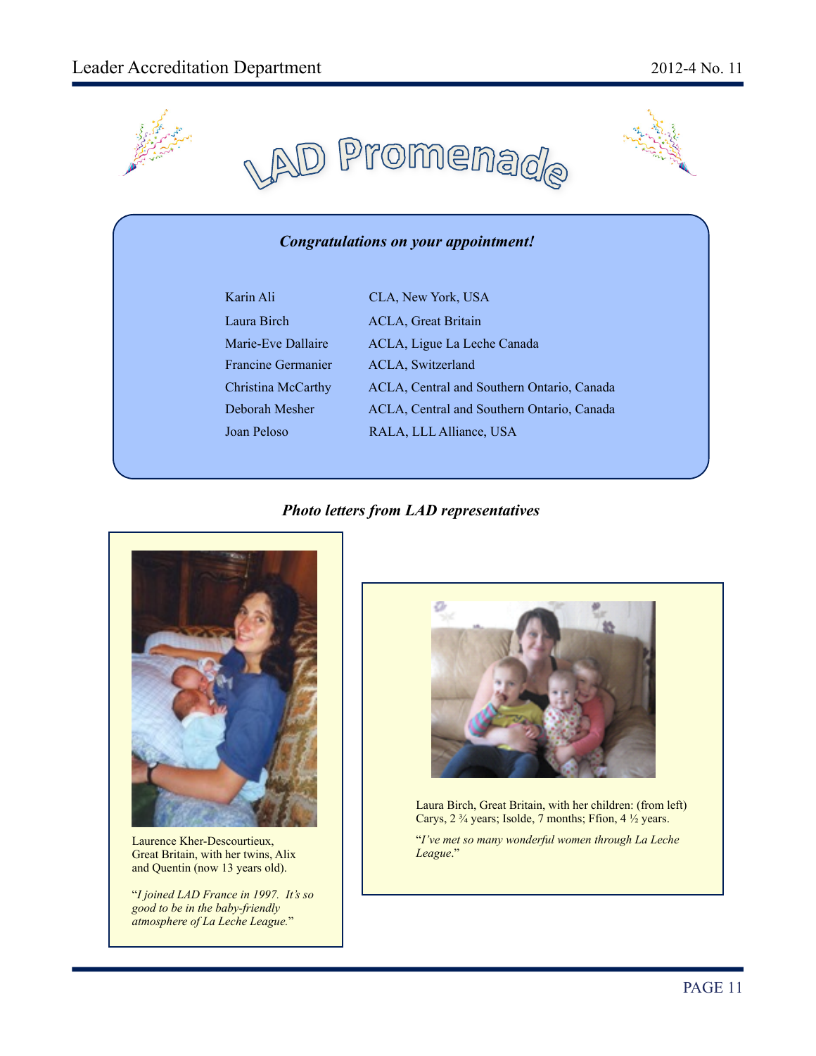# LAD Promenade

***Congratulations on your appointment!***

| | |
|---|---|
| Karin Ali | CLA, New York, USA |
| Laura Birch | ACLA, Great Britain |
| Marie-Eve Dallaire | ACLA, Ligue La Leche Canada |
| Francine Germanier | ACLA, Switzerland |
| Christina McCarthy | ACLA, Central and Southern Ontario, Canada |
| Deborah Mesher | ACLA, Central and Southern Ontario, Canada |
| Joan Peloso | RALA, LLL Alliance, USA |

***Photo letters from LAD representatives***

Laurence Kher-Descourtieux, Great Britain, with her twins, Alix and Quentin (now 13 years old).

"*I joined LAD France in 1997. It's so good to be in the baby-friendly atmosphere of La Leche League.*"

Laura Birch, Great Britain, with her children: (from left) Carys, 2 ¾ years; Isolde, 7 months; Ffion, 4 ½ years.

"*I've met so many wonderful women through La Leche League.*"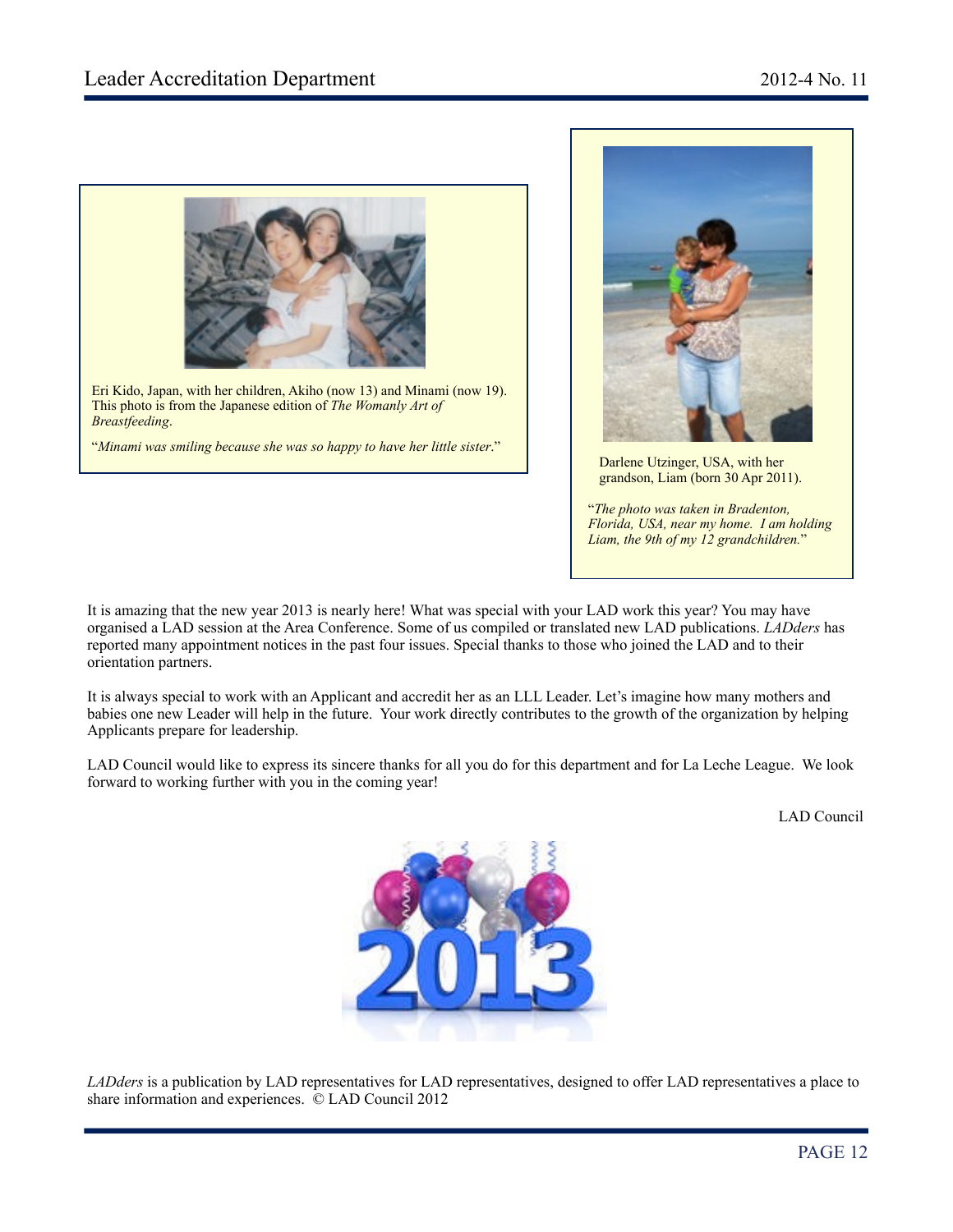Eri Kido, Japan, with her children, Akiho (now 13) and Minami (now 19). This photo is from the Japanese edition of *The Womanly Art of Breastfeeding*.

"*Minami was smiling because she was so happy to have her little sister*."

Darlene Utzinger, USA, with her grandson, Liam (born 30 Apr 2011).

"*The photo was taken in Bradenton, Florida, USA, near my home. I am holding Liam, the 9th of my 12 grandchildren.*"

It is amazing that the new year 2013 is nearly here! What was special with your LAD work this year? You may have organised a LAD session at the Area Conference. Some of us compiled or translated new LAD publications. *LADders* has reported many appointment notices in the past four issues. Special thanks to those who joined the LAD and to their orientation partners.

It is always special to work with an Applicant and accredit her as an LLL Leader. Let's imagine how many mothers and babies one new Leader will help in the future. Your work directly contributes to the growth of the organization by helping Applicants prepare for leadership.

LAD Council would like to express its sincere thanks for all you do for this department and for La Leche League. We look forward to working further with you in the coming year!

LAD Council

*LADders* is a publication by LAD representatives for LAD representatives, designed to offer LAD representatives a place to share information and experiences. © LAD Council 2012